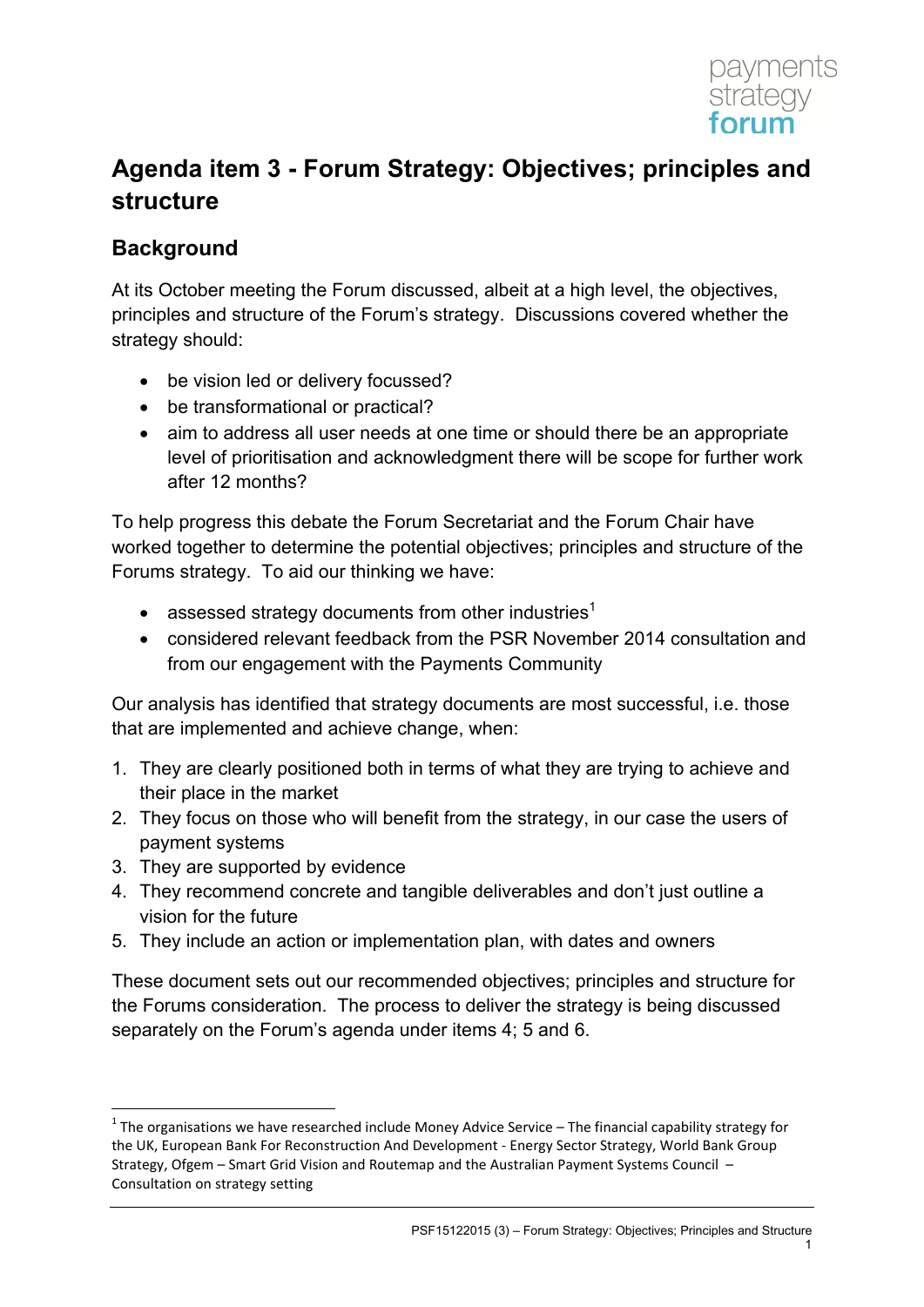# Agenda item 3 - Forum Strategy: Objectives; principles and structure

## Background

At its October meeting the Forum discussed, albeit at a high level, the objectives, principles and structure of the Forum's strategy. Discussions covered whether the strategy should:

- be vision led or delivery focussed?
- be transformational or practical?
- aim to address all user needs at one time or should there be an appropriate level of prioritisation and acknowledgment there will be scope for further work after 12 months?

To help progress this debate the Forum Secretariat and the Forum Chair have worked together to determine the potential objectives; principles and structure of the Forums strategy. To aid our thinking we have:

- assessed strategy documents from other industries[1]
- considered relevant feedback from the PSR November 2014 consultation and from our engagement with the Payments Community

Our analysis has identified that strategy documents are most successful, i.e. those that are implemented and achieve change, when:

1. They are clearly positioned both in terms of what they are trying to achieve and their place in the market
2. They focus on those who will benefit from the strategy, in our case the users of payment systems
3. They are supported by evidence
4. They recommend concrete and tangible deliverables and don't just outline a vision for the future
5. They include an action or implementation plan, with dates and owners

These document sets out our recommended objectives; principles and structure for the Forums consideration. The process to deliver the strategy is being discussed separately on the Forum's agenda under items 4; 5 and 6.

---

[1] The organisations we have researched include Money Advice Service – The financial capability strategy for the UK, European Bank For Reconstruction And Development - Energy Sector Strategy, World Bank Group Strategy, Ofgem – Smart Grid Vision and Routemap and the Australian Payment Systems Council – Consultation on strategy setting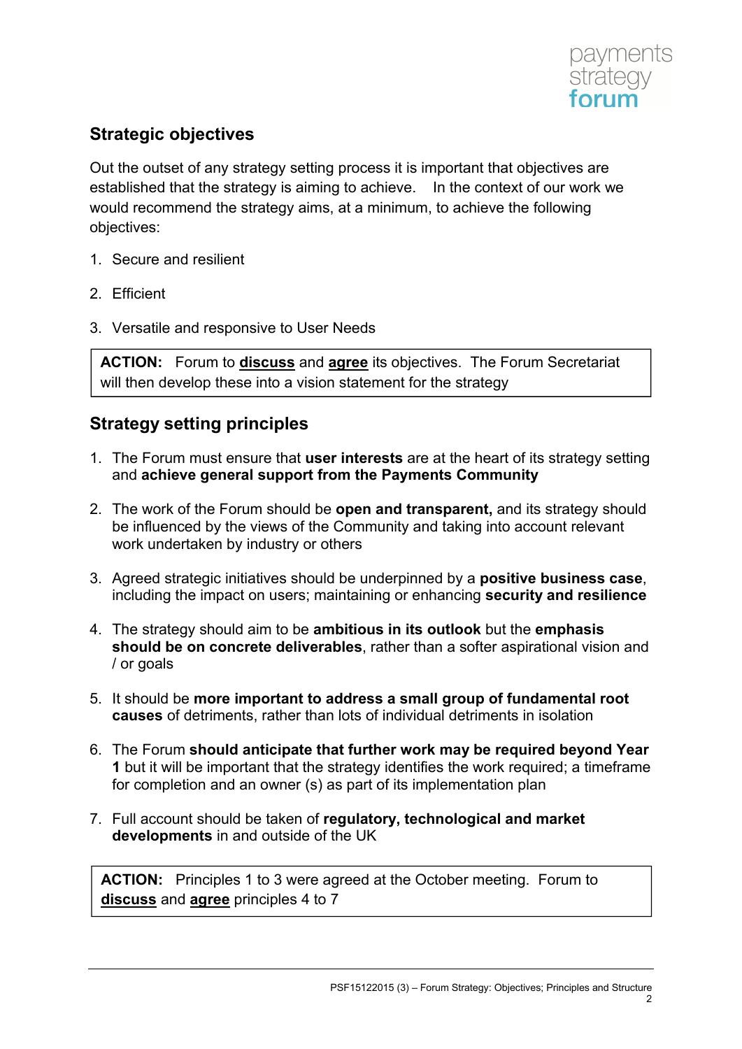## Strategic objectives

Out the outset of any strategy setting process it is important that objectives are established that the strategy is aiming to achieve. In the context of our work we would recommend the strategy aims, at a minimum, to achieve the following objectives:

1. Secure and resilient
2. Efficient
3. Versatile and responsive to User Needs

**ACTION:** Forum to **discuss** and **agree** its objectives. The Forum Secretariat will then develop these into a vision statement for the strategy

## Strategy setting principles

1. The Forum must ensure that **user interests** are at the heart of its strategy setting and **achieve general support from the Payments Community**
2. The work of the Forum should be **open and transparent,** and its strategy should be influenced by the views of the Community and taking into account relevant work undertaken by industry or others
3. Agreed strategic initiatives should be underpinned by a **positive business case**, including the impact on users; maintaining or enhancing **security and resilience**
4. The strategy should aim to be **ambitious in its outlook** but the **emphasis should be on concrete deliverables**, rather than a softer aspirational vision and / or goals
5. It should be **more important to address a small group of fundamental root causes** of detriments, rather than lots of individual detriments in isolation
6. The Forum **should anticipate that further work may be required beyond Year 1** but it will be important that the strategy identifies the work required; a timeframe for completion and an owner (s) as part of its implementation plan
7. Full account should be taken of **regulatory, technological and market developments** in and outside of the UK

**ACTION:** Principles 1 to 3 were agreed at the October meeting. Forum to **discuss** and **agree** principles 4 to 7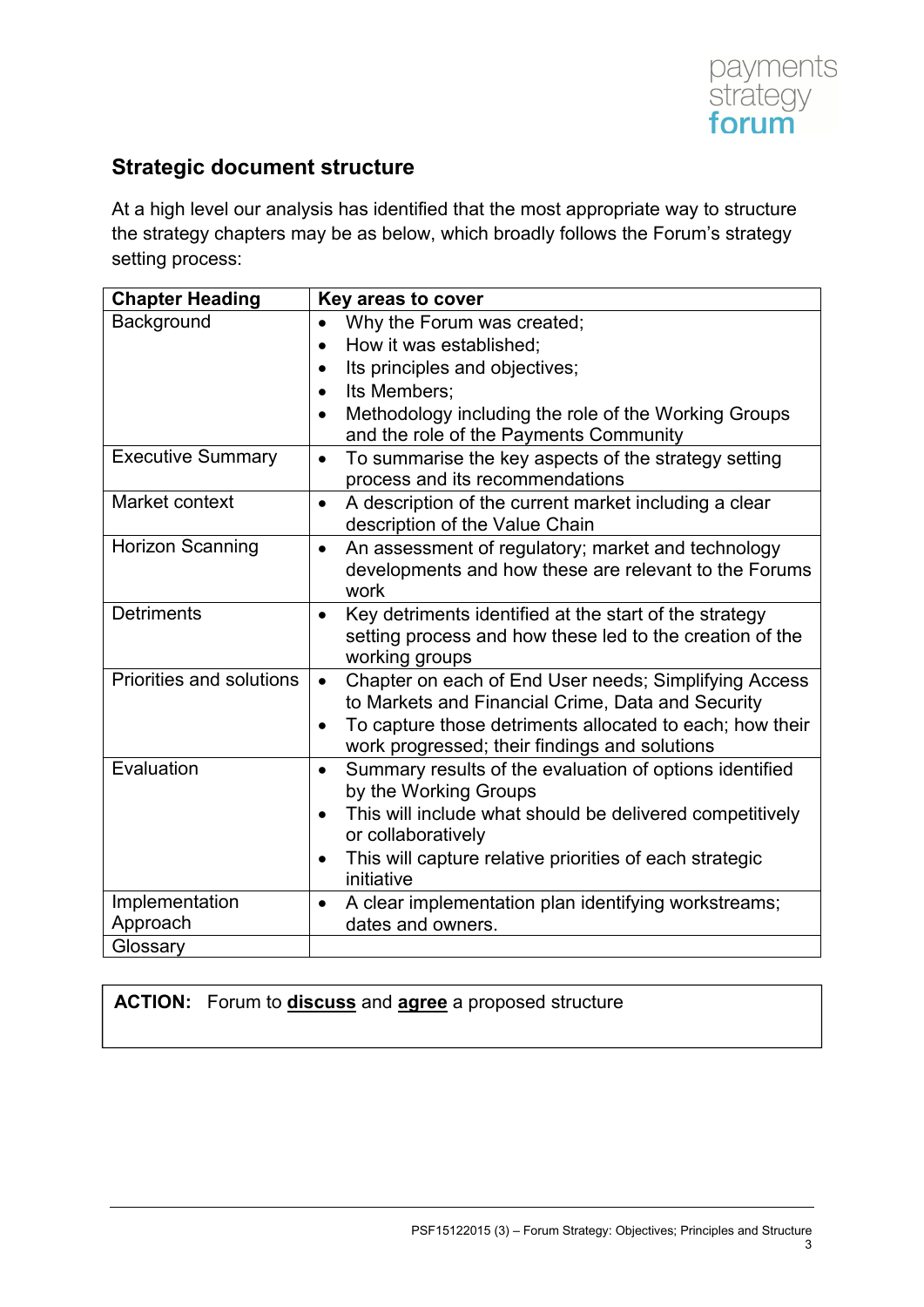## Strategic document structure

At a high level our analysis has identified that the most appropriate way to structure the strategy chapters may be as below, which broadly follows the Forum's strategy setting process:

| Chapter Heading | Key areas to cover |
|---|---|
| Background | • Why the Forum was created;<br>• How it was established;<br>• Its principles and objectives;<br>• Its Members;<br>• Methodology including the role of the Working Groups and the role of the Payments Community |
| Executive Summary | • To summarise the key aspects of the strategy setting process and its recommendations |
| Market context | • A description of the current market including a clear description of the Value Chain |
| Horizon Scanning | • An assessment of regulatory; market and technology developments and how these are relevant to the Forums work |
| Detriments | • Key detriments identified at the start of the strategy setting process and how these led to the creation of the working groups |
| Priorities and solutions | • Chapter on each of End User needs; Simplifying Access to Markets and Financial Crime, Data and Security<br>• To capture those detriments allocated to each; how their work progressed; their findings and solutions |
| Evaluation | • Summary results of the evaluation of options identified by the Working Groups<br>• This will include what should be delivered competitively or collaboratively<br>• This will capture relative priorities of each strategic initiative |
| Implementation Approach | • A clear implementation plan identifying workstreams; dates and owners. |
| Glossary | |

**ACTION:** Forum to **discuss** and **agree** a proposed structure